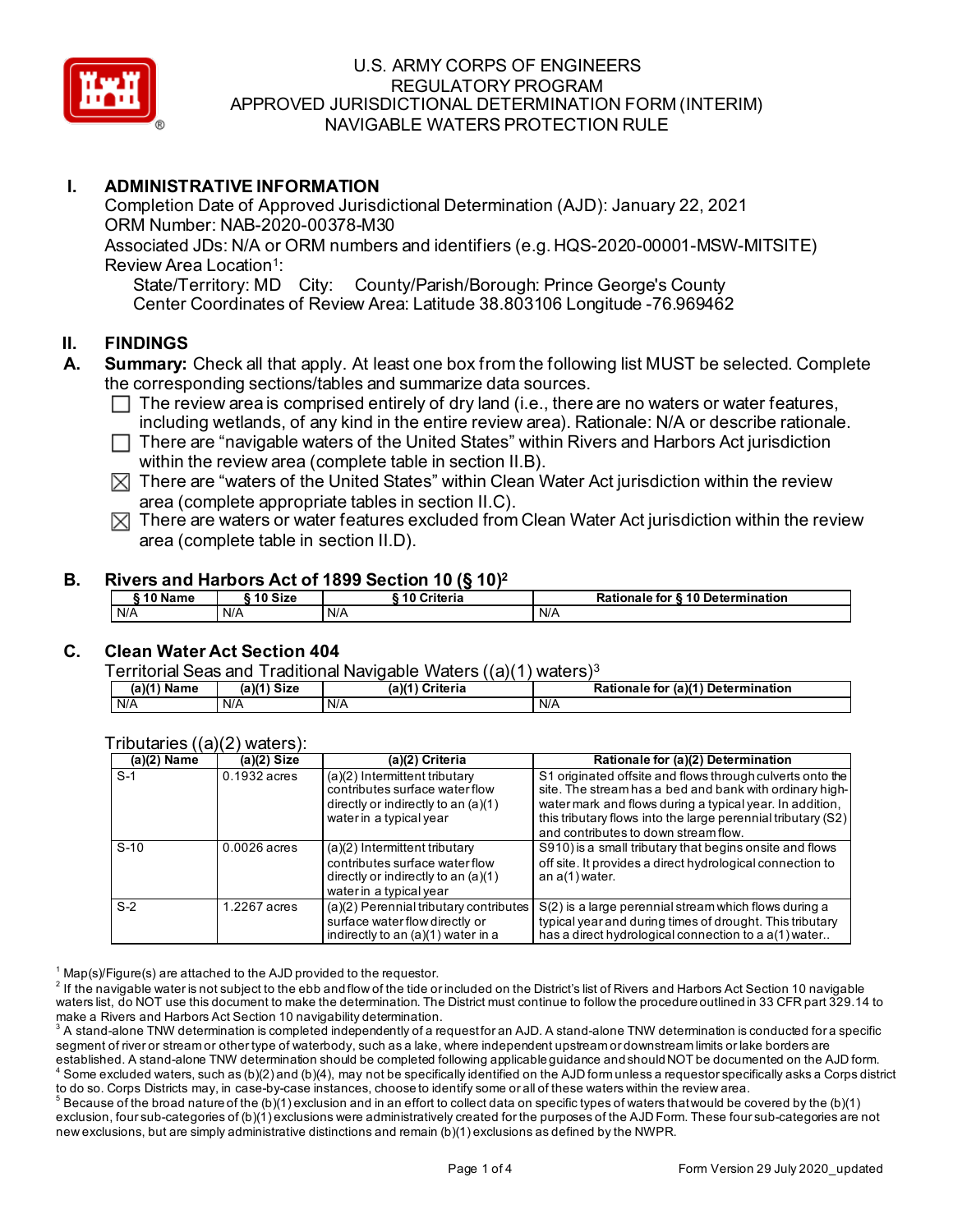# U.S. ARMY CORPS OF ENGINEERS
# REGULATORY PROGRAM
# APPROVED JURISDICTIONAL DETERMINATION FORM (INTERIM)
# NAVIGABLE WATERS PROTECTION RULE

## I. ADMINISTRATIVE INFORMATION

Completion Date of Approved Jurisdictional Determination (AJD): January 22, 2021
ORM Number: NAB-2020-00378-M30
Associated JDs: N/A or ORM numbers and identifiers (e.g. HQS-2020-00001-MSW-MITSITE)
Review Area Location[1]:
State/Territory: MD City: County/Parish/Borough: Prince George's County
Center Coordinates of Review Area: Latitude 38.803106 Longitude -76.969462

## II. FINDINGS

**A. Summary:** Check all that apply. At least one box from the following list MUST be selected. Complete the corresponding sections/tables and summarize data sources.

- ☐ The review area is comprised entirely of dry land (i.e., there are no waters or water features, including wetlands, of any kind in the entire review area). Rationale: N/A or describe rationale.
- ☐ There are "navigable waters of the United States" within Rivers and Harbors Act jurisdiction within the review area (complete table in section II.B).
- ☒ There are "waters of the United States" within Clean Water Act jurisdiction within the review area (complete appropriate tables in section II.C).
- ☒ There are waters or water features excluded from Clean Water Act jurisdiction within the review area (complete table in section II.D).

### B. Rivers and Harbors Act of 1899 Section 10 (§ 10)[2]

| § 10 Name | § 10 Size | § 10 Criteria | Rationale for § 10 Determination |
|---|---|---|---|
| N/A | N/A | N/A | N/A |

### C. Clean Water Act Section 404

Territorial Seas and Traditional Navigable Waters ((a)(1) waters)[3]

| (a)(1) Name | (a)(1) Size | (a)(1) Criteria | Rationale for (a)(1) Determination |
|---|---|---|---|
| N/A | N/A | N/A | N/A |

Tributaries ((a)(2) waters):

| (a)(2) Name | (a)(2) Size | (a)(2) Criteria | Rationale for (a)(2) Determination |
|---|---|---|---|
| S-1 | 0.1932 acres | (a)(2) Intermittent tributary contributes surface water flow directly or indirectly to an (a)(1) water in a typical year | S1 originated offsite and flows through culverts onto the site. The stream has a bed and bank with ordinary high-water mark and flows during a typical year. In addition, this tributary flows into the large perennial tributary (S2) and contributes to down stream flow. |
| S-10 | 0.0026 acres | (a)(2) Intermittent tributary contributes surface water flow directly or indirectly to an (a)(1) water in a typical year | S910) is a small tributary that begins onsite and flows off site. It provides a direct hydrological connection to an a(1) water. |
| S-2 | 1.2267 acres | (a)(2) Perennial tributary contributes surface water flow directly or indirectly to an (a)(1) water in a | S(2) is a large perennial stream which flows during a typical year and during times of drought. This tributary has a direct hydrological connection to a a(1) water.. |

[1] Map(s)/Figure(s) are attached to the AJD provided to the requestor.
[2] If the navigable water is not subject to the ebb and flow of the tide or included on the District's list of Rivers and Harbors Act Section 10 navigable waters list, do NOT use this document to make the determination. The District must continue to follow the procedure outlined in 33 CFR part 329.14 to make a Rivers and Harbors Act Section 10 navigability determination.
[3] A stand-alone TNW determination is completed independently of a request for an AJD. A stand-alone TNW determination is conducted for a specific segment of river or stream or other type of waterbody, such as a lake, where independent upstream or downstream limits or lake borders are established. A stand-alone TNW determination should be completed following applicable guidance and should NOT be documented on the AJD form.
[4] Some excluded waters, such as (b)(2) and (b)(4), may not be specifically identified on the AJD form unless a requestor specifically asks a Corps district to do so. Corps Districts may, in case-by-case instances, choose to identify some or all of these waters within the review area.
[5] Because of the broad nature of the (b)(1) exclusion and in an effort to collect data on specific types of waters that would be covered by the (b)(1) exclusion, four sub-categories of (b)(1) exclusions were administratively created for the purposes of the AJD Form. These four sub-categories are not new exclusions, but are simply administrative distinctions and remain (b)(1) exclusions as defined by the NWPR.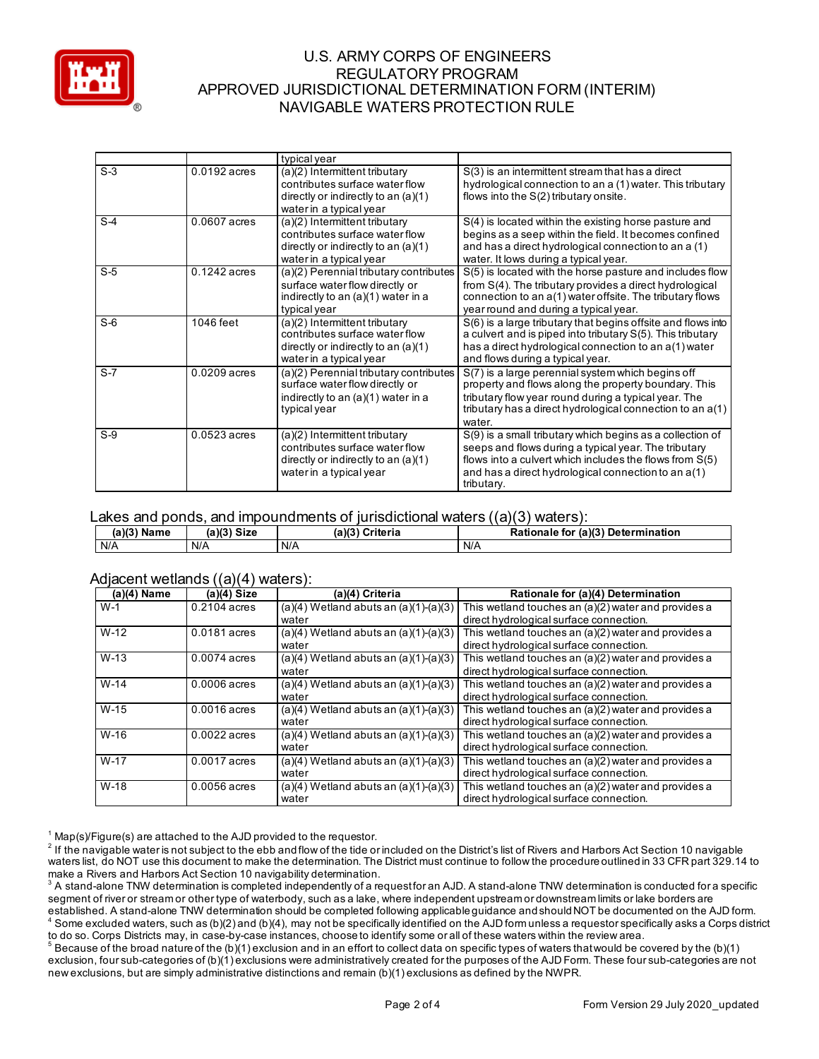# U.S. ARMY CORPS OF ENGINEERS
## REGULATORY PROGRAM
## APPROVED JURISDICTIONAL DETERMINATION FORM (INTERIM)
## NAVIGABLE WATERS PROTECTION RULE

| | | | |
|---|---|---|---|
| | | typical year | |
| S-3 | 0.0192 acres | (a)(2) Intermittent tributary contributes surface water flow directly or indirectly to an (a)(1) water in a typical year | S(3) is an intermittent stream that has a direct hydrological connection to an a (1) water. This tributary flows into the S(2) tributary onsite. |
| S-4 | 0.0607 acres | (a)(2) Intermittent tributary contributes surface water flow directly or indirectly to an (a)(1) water in a typical year | S(4) is located within the existing horse pasture and begins as a seep within the field. It becomes confined and has a direct hydrological connection to an a (1) water. It lows during a typical year. |
| S-5 | 0.1242 acres | (a)(2) Perennial tributary contributes surface water flow directly or indirectly to an (a)(1) water in a typical year | S(5) is located within the horse pasture and includes flow from S(4). The tributary provides a direct hydrological connection to an a(1) water offsite. The tributary flows year round and during a typical year. |
| S-6 | 1046 feet | (a)(2) Intermittent tributary contributes surface water flow directly or indirectly to an (a)(1) water in a typical year | S(6) is a large tributary that begins offsite and flows into a culvert and is piped into tributary S(5). This tributary has a direct hydrological connection to an a(1) water and flows during a typical year. |
| S-7 | 0.0209 acres | (a)(2) Perennial tributary contributes surface water flow directly or indirectly to an (a)(1) water in a typical year | S(7) is a large perennial system which begins off property and flows along the property boundary. This tributary flow year round during a typical year. The tributary has a direct hydrological connection to an a(1) water. |
| S-9 | 0.0523 acres | (a)(2) Intermittent tributary contributes surface water flow directly or indirectly to an (a)(1) water in a typical year | S(9) is a small tributary which begins as a collection of seeps and flows during a typical year. The tributary flows into a culvert which includes the flows from S(5) and has a direct hydrological connection to an a(1) tributary. |

Lakes and ponds, and impoundments of jurisdictional waters ((a)(3) waters):

| (a)(3) Name | (a)(3) Size | (a)(3) Criteria | Rationale for (a)(3) Determination |
|---|---|---|---|
| N/A | N/A | N/A | N/A |

Adjacent wetlands ((a)(4) waters):

| (a)(4) Name | (a)(4) Size | (a)(4) Criteria | Rationale for (a)(4) Determination |
|---|---|---|---|
| W-1 | 0.2104 acres | (a)(4) Wetland abuts an (a)(1)-(a)(3) water | This wetland touches an (a)(2) water and provides a direct hydrological surface connection. |
| W-12 | 0.0181 acres | (a)(4) Wetland abuts an (a)(1)-(a)(3) water | This wetland touches an (a)(2) water and provides a direct hydrological surface connection. |
| W-13 | 0.0074 acres | (a)(4) Wetland abuts an (a)(1)-(a)(3) water | This wetland touches an (a)(2) water and provides a direct hydrological surface connection. |
| W-14 | 0.0006 acres | (a)(4) Wetland abuts an (a)(1)-(a)(3) water | This wetland touches an (a)(2) water and provides a direct hydrological surface connection. |
| W-15 | 0.0016 acres | (a)(4) Wetland abuts an (a)(1)-(a)(3) water | This wetland touches an (a)(2) water and provides a direct hydrological surface connection. |
| W-16 | 0.0022 acres | (a)(4) Wetland abuts an (a)(1)-(a)(3) water | This wetland touches an (a)(2) water and provides a direct hydrological surface connection. |
| W-17 | 0.0017 acres | (a)(4) Wetland abuts an (a)(1)-(a)(3) water | This wetland touches an (a)(2) water and provides a direct hydrological surface connection. |
| W-18 | 0.0056 acres | (a)(4) Wetland abuts an (a)(1)-(a)(3) water | This wetland touches an (a)(2) water and provides a direct hydrological surface connection. |

[1] Map(s)/Figure(s) are attached to the AJD provided to the requestor.
[2] If the navigable water is not subject to the ebb and flow of the tide or included on the District's list of Rivers and Harbors Act Section 10 navigable waters list, do NOT use this document to make the determination. The District must continue to follow the procedure outlined in 33 CFR part 329.14 to make a Rivers and Harbors Act Section 10 navigability determination.
[3] A stand-alone TNW determination is completed independently of a request for an AJD. A stand-alone TNW determination is conducted for a specific segment of river or stream or other type of waterbody, such as a lake, where independent upstream or downstream limits or lake borders are established. A stand-alone TNW determination should be completed following applicable guidance and should NOT be documented on the AJD form.
[4] Some excluded waters, such as (b)(2) and (b)(4), may not be specifically identified on the AJD form unless a requestor specifically asks a Corps district to do so. Corps Districts may, in case-by-case instances, choose to identify some or all of these waters within the review area.
[5] Because of the broad nature of the (b)(1) exclusion and in an effort to collect data on specific types of waters that would be covered by the (b)(1) exclusion, four sub-categories of (b)(1) exclusions were administratively created for the purposes of the AJD Form. These four sub-categories are not new exclusions, but are simply administrative distinctions and remain (b)(1) exclusions as defined by the NWPR.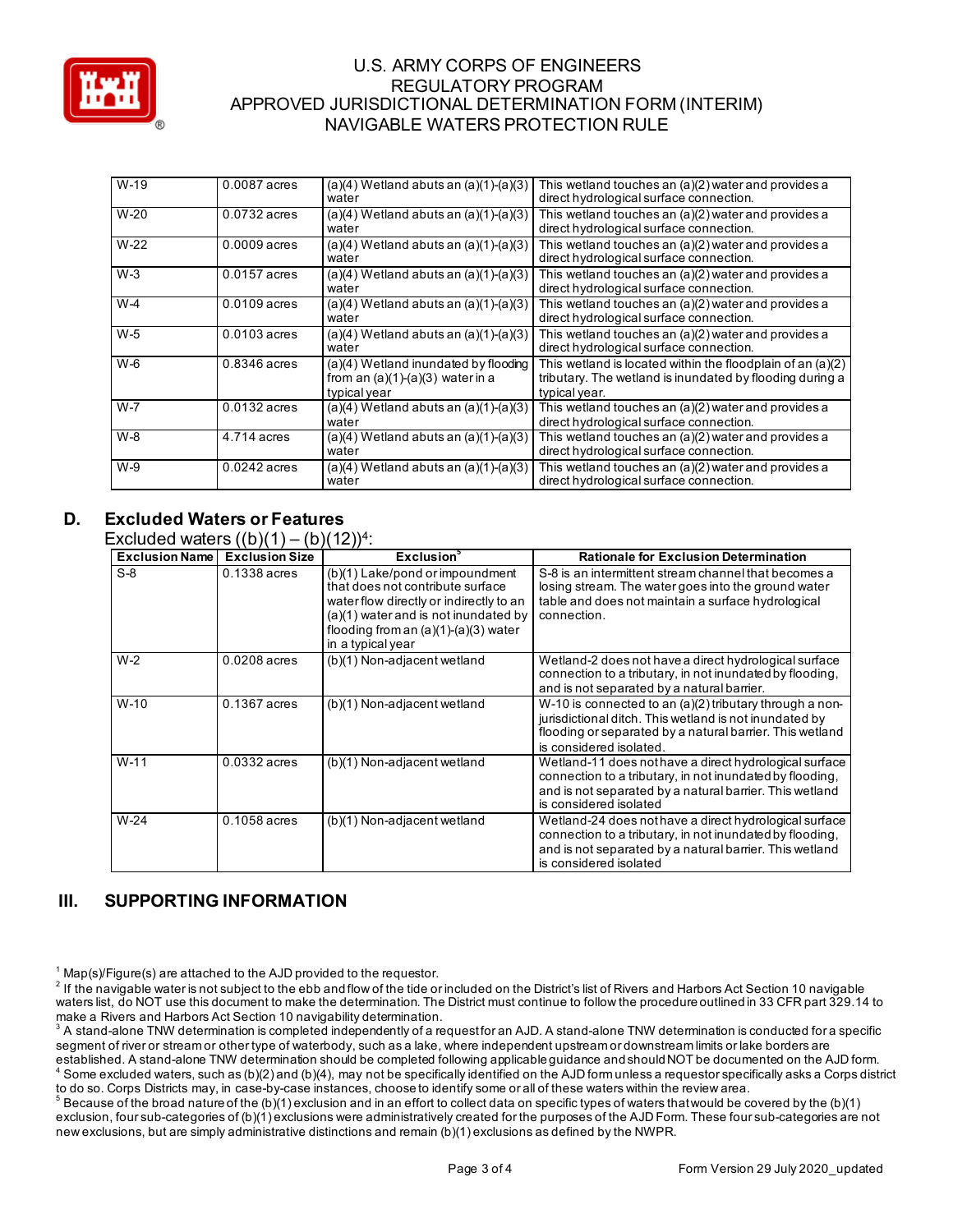| | | | |
|---|---|---|---|
| W-19 | 0.0087 acres | (a)(4) Wetland abuts an (a)(1)-(a)(3) water | This wetland touches an (a)(2) water and provides a direct hydrological surface connection. |
| W-20 | 0.0732 acres | (a)(4) Wetland abuts an (a)(1)-(a)(3) water | This wetland touches an (a)(2) water and provides a direct hydrological surface connection. |
| W-22 | 0.0009 acres | (a)(4) Wetland abuts an (a)(1)-(a)(3) water | This wetland touches an (a)(2) water and provides a direct hydrological surface connection. |
| W-3 | 0.0157 acres | (a)(4) Wetland abuts an (a)(1)-(a)(3) water | This wetland touches an (a)(2) water and provides a direct hydrological surface connection. |
| W-4 | 0.0109 acres | (a)(4) Wetland abuts an (a)(1)-(a)(3) water | This wetland touches an (a)(2) water and provides a direct hydrological surface connection. |
| W-5 | 0.0103 acres | (a)(4) Wetland abuts an (a)(1)-(a)(3) water | This wetland touches an (a)(2) water and provides a direct hydrological surface connection. |
| W-6 | 0.8346 acres | (a)(4) Wetland inundated by flooding from an (a)(1)-(a)(3) water in a typical year | This wetland is located within the floodplain of an (a)(2) tributary. The wetland is inundated by flooding during a typical year. |
| W-7 | 0.0132 acres | (a)(4) Wetland abuts an (a)(1)-(a)(3) water | This wetland touches an (a)(2) water and provides a direct hydrological surface connection. |
| W-8 | 4.714 acres | (a)(4) Wetland abuts an (a)(1)-(a)(3) water | This wetland touches an (a)(2) water and provides a direct hydrological surface connection. |
| W-9 | 0.0242 acres | (a)(4) Wetland abuts an (a)(1)-(a)(3) water | This wetland touches an (a)(2) water and provides a direct hydrological surface connection. |

## D. Excluded Waters or Features

Excluded waters ((b)(1) – (b)(12))[4]:

| Exclusion Name | Exclusion Size | Exclusion[5] | Rationale for Exclusion Determination |
|---|---|---|---|
| S-8 | 0.1338 acres | (b)(1) Lake/pond or impoundment that does not contribute surface water flow directly or indirectly to an (a)(1) water and is not inundated by flooding from an (a)(1)-(a)(3) water in a typical year | S-8 is an intermittent stream channel that becomes a losing stream. The water goes into the ground water table and does not maintain a surface hydrological connection. |
| W-2 | 0.0208 acres | (b)(1) Non-adjacent wetland | Wetland-2 does not have a direct hydrological surface connection to a tributary, in not inundated by flooding, and is not separated by a natural barrier. |
| W-10 | 0.1367 acres | (b)(1) Non-adjacent wetland | W-10 is connected to an (a)(2) tributary through a non-jurisdictional ditch. This wetland is not inundated by flooding or separated by a natural barrier. This wetland is considered isolated. |
| W-11 | 0.0332 acres | (b)(1) Non-adjacent wetland | Wetland-11 does not have a direct hydrological surface connection to a tributary, in not inundated by flooding, and is not separated by a natural barrier. This wetland is considered isolated |
| W-24 | 0.1058 acres | (b)(1) Non-adjacent wetland | Wetland-24 does not have a direct hydrological surface connection to a tributary, in not inundated by flooding, and is not separated by a natural barrier. This wetland is considered isolated |

# III. SUPPORTING INFORMATION

[1] Map(s)/Figure(s) are attached to the AJD provided to the requestor.

[2] If the navigable water is not subject to the ebb and flow of the tide or included on the District's list of Rivers and Harbors Act Section 10 navigable waters list, do NOT use this document to make the determination. The District must continue to follow the procedure outlined in 33 CFR part 329.14 to make a Rivers and Harbors Act Section 10 navigability determination.

[3] A stand-alone TNW determination is completed independently of a request for an AJD. A stand-alone TNW determination is conducted for a specific segment of river or stream or other type of waterbody, such as a lake, where independent upstream or downstream limits or lake borders are established. A stand-alone TNW determination should be completed following applicable guidance and should NOT be documented on the AJD form.

[4] Some excluded waters, such as (b)(2) and (b)(4), may not be specifically identified on the AJD form unless a requestor specifically asks a Corps district to do so. Corps Districts may, in case-by-case instances, choose to identify some or all of these waters within the review area.

[5] Because of the broad nature of the (b)(1) exclusion and in an effort to collect data on specific types of waters that would be covered by the (b)(1) exclusion, four sub-categories of (b)(1) exclusions were administratively created for the purposes of the AJD Form. These four sub-categories are not new exclusions, but are simply administrative distinctions and remain (b)(1) exclusions as defined by the NWPR.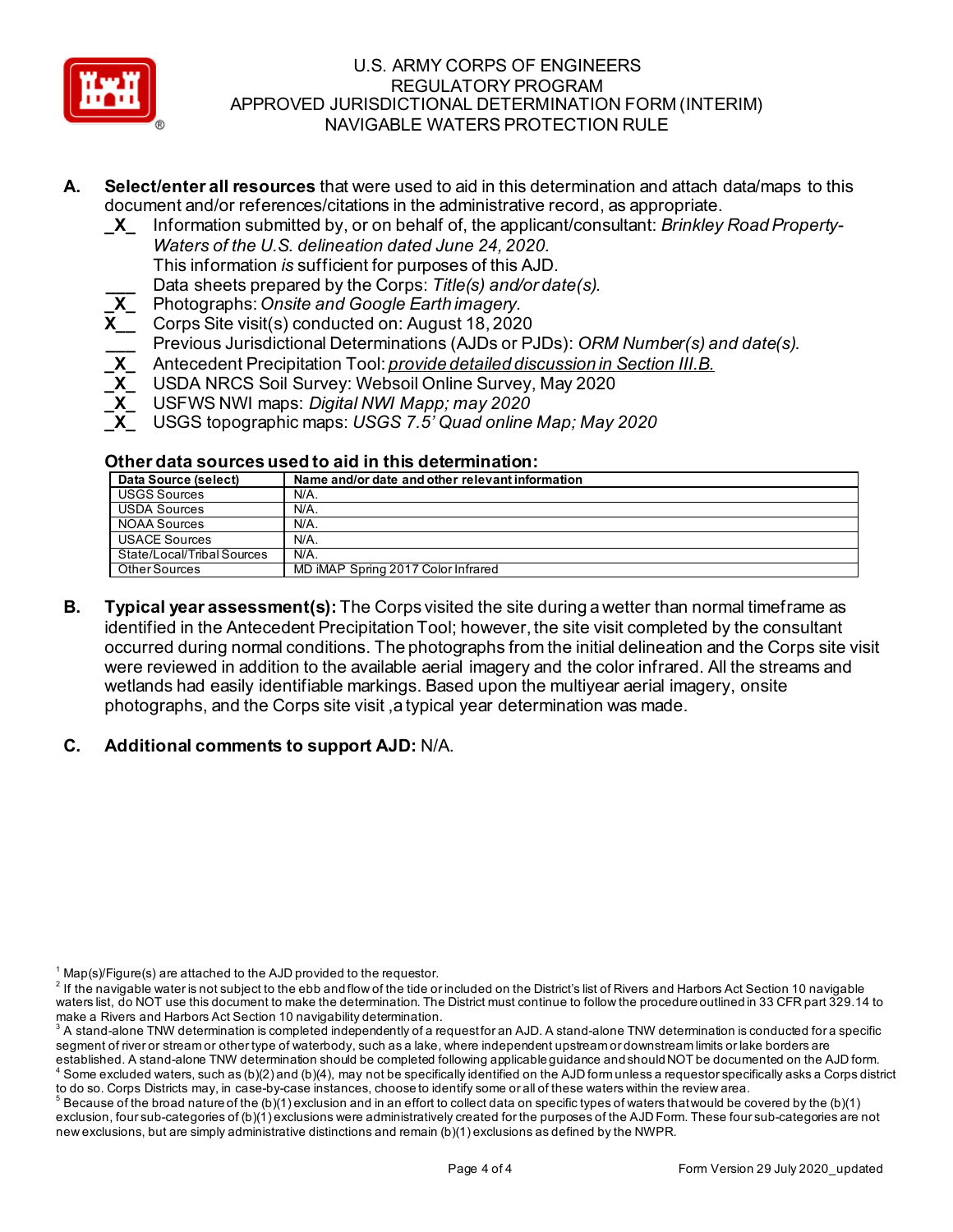U.S. ARMY CORPS OF ENGINEERS
REGULATORY PROGRAM
APPROVED JURISDICTIONAL DETERMINATION FORM (INTERIM)
NAVIGABLE WATERS PROTECTION RULE

**A. Select/enter all resources** that were used to aid in this determination and attach data/maps to this document and/or references/citations in the administrative record, as appropriate.

- _X_ Information submitted by, or on behalf of, the applicant/consultant: *Brinkley Road Property-Waters of the U.S. delineation dated June 24, 2020.*
  This information *is* sufficient for purposes of this AJD.
- ___ Data sheets prepared by the Corps: *Title(s) and/or date(s).*
- _X_ Photographs: *Onsite and Google Earth imagery.*
- X__ Corps Site visit(s) conducted on: August 18, 2020
- ___ Previous Jurisdictional Determinations (AJDs or PJDs): *ORM Number(s) and date(s).*
- _X_ Antecedent Precipitation Tool: *provide detailed discussion in Section III.B.*
- _X_ USDA NRCS Soil Survey: Websoil Online Survey, May 2020
- _X_ USFWS NWI maps: *Digital NWI Mapp; may 2020*
- _X_ USGS topographic maps: *USGS 7.5' Quad online Map; May 2020*

**Other data sources used to aid in this determination:**

| Data Source (select) | Name and/or date and other relevant information |
|---|---|
| USGS Sources | N/A. |
| USDA Sources | N/A. |
| NOAA Sources | N/A. |
| USACE Sources | N/A. |
| State/Local/Tribal Sources | N/A. |
| Other Sources | MD iMAP Spring 2017 Color Infrared |

**B. Typical year assessment(s):** The Corps visited the site during a wetter than normal timeframe as identified in the Antecedent Precipitation Tool; however, the site visit completed by the consultant occurred during normal conditions. The photographs from the initial delineation and the Corps site visit were reviewed in addition to the available aerial imagery and the color infrared. All the streams and wetlands had easily identifiable markings. Based upon the multiyear aerial imagery, onsite photographs, and the Corps site visit ,a typical year determination was made.

**C. Additional comments to support AJD:** N/A.

[1] Map(s)/Figure(s) are attached to the AJD provided to the requestor.
[2] If the navigable water is not subject to the ebb and flow of the tide or included on the District's list of Rivers and Harbors Act Section 10 navigable waters list, do NOT use this document to make the determination. The District must continue to follow the procedure outlined in 33 CFR part 329.14 to make a Rivers and Harbors Act Section 10 navigability determination.
[3] A stand-alone TNW determination is completed independently of a request for an AJD. A stand-alone TNW determination is conducted for a specific segment of river or stream or other type of waterbody, such as a lake, where independent upstream or downstream limits or lake borders are established. A stand-alone TNW determination should be completed following applicable guidance and should NOT be documented on the AJD form.
[4] Some excluded waters, such as (b)(2) and (b)(4), may not be specifically identified on the AJD form unless a requestor specifically asks a Corps district to do so. Corps Districts may, in case-by-case instances, choose to identify some or all of these waters within the review area.
[5] Because of the broad nature of the (b)(1) exclusion and in an effort to collect data on specific types of waters that would be covered by the (b)(1) exclusion, four sub-categories of (b)(1) exclusions were administratively created for the purposes of the AJD Form. These four sub-categories are not new exclusions, but are simply administrative distinctions and remain (b)(1) exclusions as defined by the NWPR.

Form Version 29 July 2020_updated